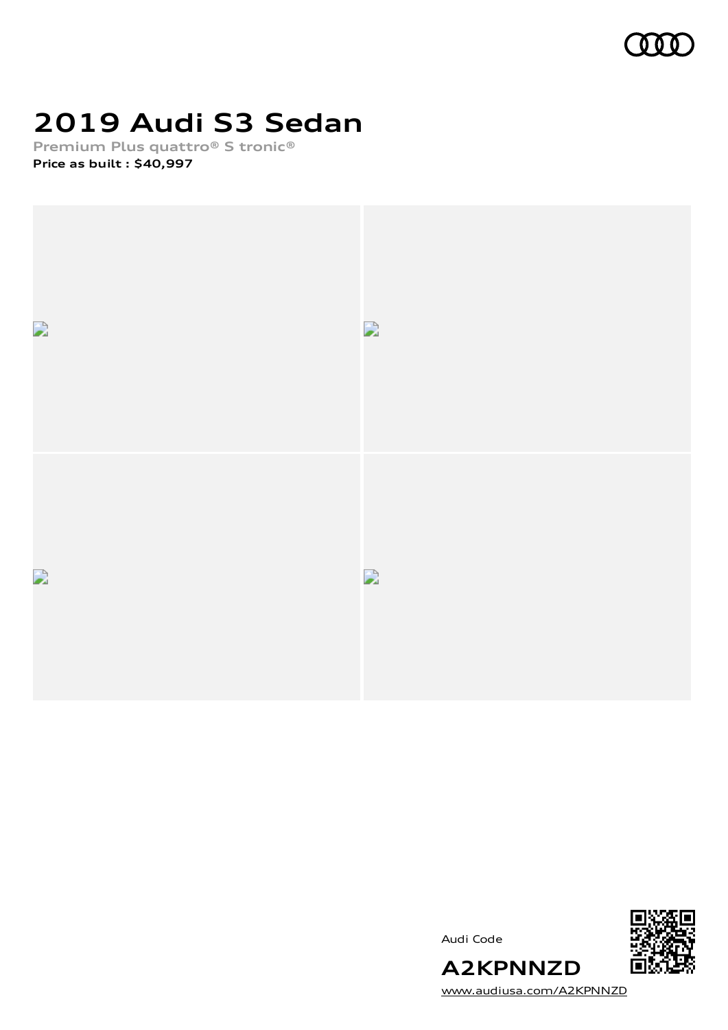# 2019 Audi S3 Sedan

**Premium Plus quattro® S tronic®**

**Price as built : $40,997**

Audi Code

**A2KPNNZD**

www.audiusa.com/A2KPNNZD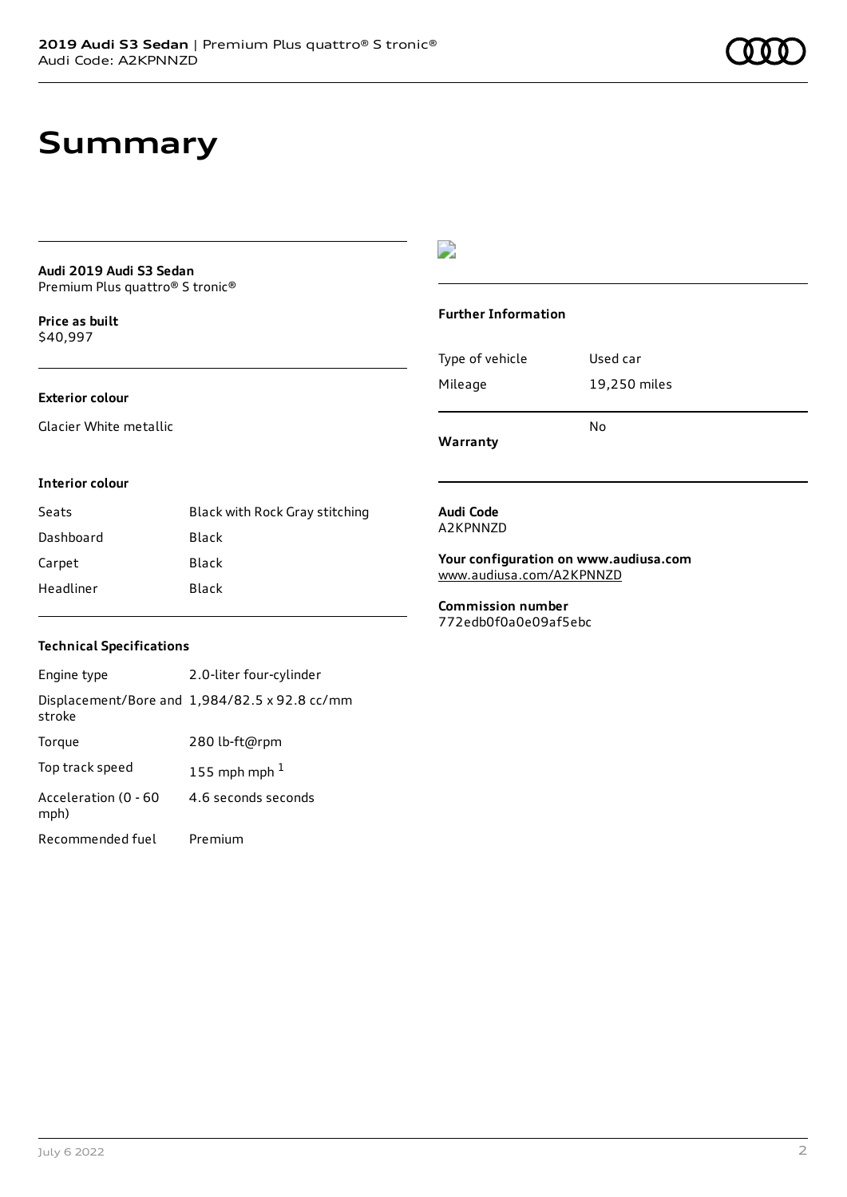# Summary

**Audi 2019 Audi S3 Sedan**
Premium Plus quattro® S tronic®

**Price as built**
$40,997

**Exterior colour**

Glacier White metallic

**Interior colour**

| Seats | Black with Rock Gray stitching |
| --- | --- |
| Dashboard | Black |
| Carpet | Black |
| Headliner | Black |

**Technical Specifications**

| Engine type | 2.0-liter four-cylinder |
| --- | --- |
| Displacement/Bore and stroke | 1,984/82.5 x 92.8 cc/mm |
| Torque | 280 lb-ft@rpm |
| Top track speed | 155 mph mph [1] |
| Acceleration (0 - 60 mph) | 4.6 seconds seconds |
| Recommended fuel | Premium |

**Further Information**

| Type of vehicle | Used car |
| --- | --- |
| Mileage | 19,250 miles |
| **Warranty** | No |

**Audi Code**
A2KPNNZD

**Your configuration on www.audiusa.com**
www.audiusa.com/A2KPNNZD

**Commission number**
772edb0f0a0e09af5ebc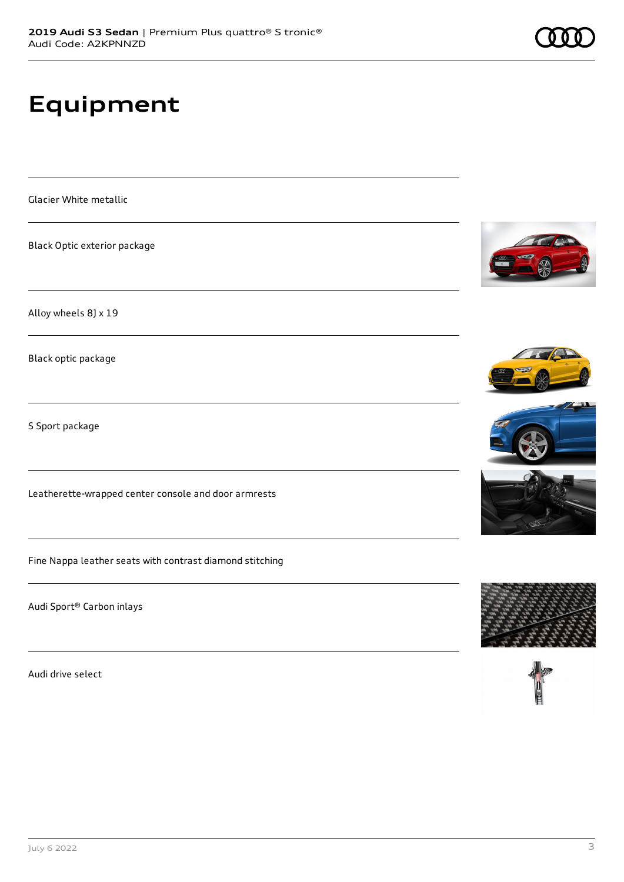# Equipment

Glacier White metallic

Black Optic exterior package

Alloy wheels 8J x 19

Black optic package

S Sport package

Leatherette-wrapped center console and door armrests

Fine Nappa leather seats with contrast diamond stitching

Audi Sport® Carbon inlays

Audi drive select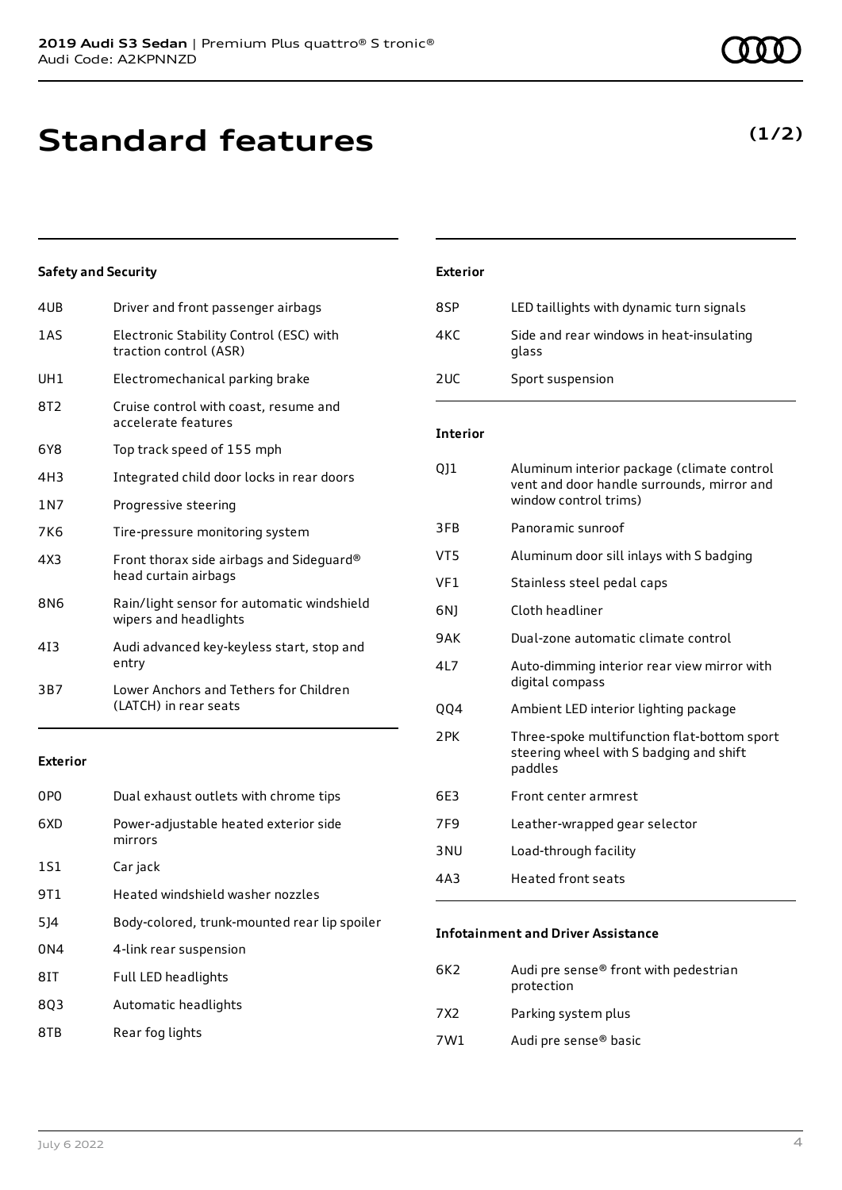# Standard features

**(1/2)**

### Safety and Security

| | |
|---|---|
| 4UB | Driver and front passenger airbags |
| 1AS | Electronic Stability Control (ESC) with traction control (ASR) |
| UH1 | Electromechanical parking brake |
| 8T2 | Cruise control with coast, resume and accelerate features |
| 6Y8 | Top track speed of 155 mph |
| 4H3 | Integrated child door locks in rear doors |
| 1N7 | Progressive steering |
| 7K6 | Tire-pressure monitoring system |
| 4X3 | Front thorax side airbags and Sideguard® head curtain airbags |
| 8N6 | Rain/light sensor for automatic windshield wipers and headlights |
| 4I3 | Audi advanced key-keyless start, stop and entry |
| 3B7 | Lower Anchors and Tethers for Children (LATCH) in rear seats |

### Exterior

| | |
|---|---|
| 0P0 | Dual exhaust outlets with chrome tips |
| 6XD | Power-adjustable heated exterior side mirrors |
| 1S1 | Car jack |
| 9T1 | Heated windshield washer nozzles |
| 5J4 | Body-colored, trunk-mounted rear lip spoiler |
| 0N4 | 4-link rear suspension |
| 8IT | Full LED headlights |
| 8Q3 | Automatic headlights |
| 8TB | Rear fog lights |

### Exterior

| | |
|---|---|
| 8SP | LED taillights with dynamic turn signals |
| 4KC | Side and rear windows in heat-insulating glass |
| 2UC | Sport suspension |

### Interior

| | |
|---|---|
| QJ1 | Aluminum interior package (climate control vent and door handle surrounds, mirror and window control trims) |
| 3FB | Panoramic sunroof |
| VT5 | Aluminum door sill inlays with S badging |
| VF1 | Stainless steel pedal caps |
| 6NJ | Cloth headliner |
| 9AK | Dual-zone automatic climate control |
| 4L7 | Auto-dimming interior rear view mirror with digital compass |
| QQ4 | Ambient LED interior lighting package |
| 2PK | Three-spoke multifunction flat-bottom sport steering wheel with S badging and shift paddles |
| 6E3 | Front center armrest |
| 7F9 | Leather-wrapped gear selector |
| 3NU | Load-through facility |
| 4A3 | Heated front seats |

### Infotainment and Driver Assistance

| | |
|---|---|
| 6K2 | Audi pre sense® front with pedestrian protection |
| 7X2 | Parking system plus |
| 7W1 | Audi pre sense® basic |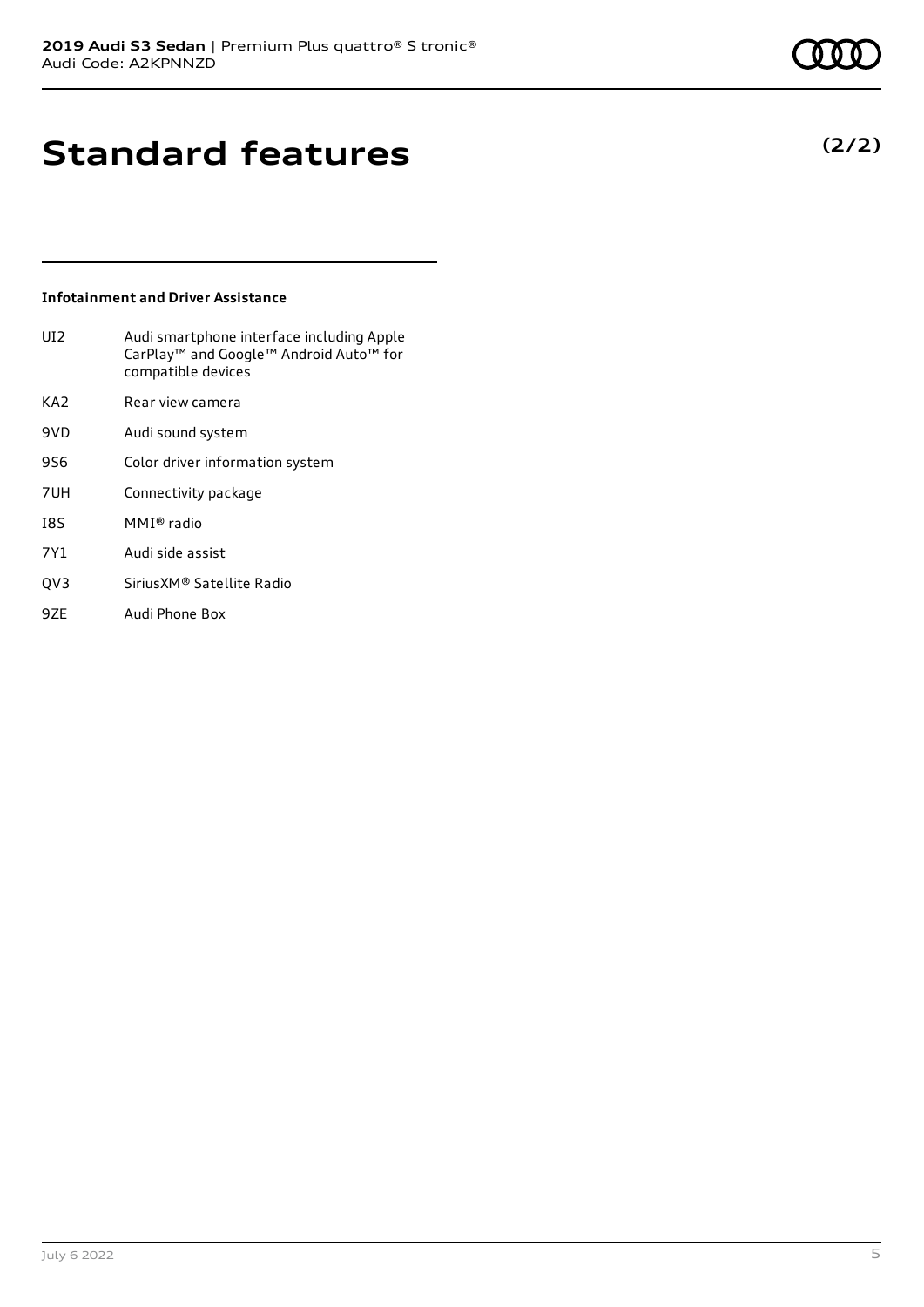# Standard features

**(2/2)**

### Infotainment and Driver Assistance

| | |
|---|---|
| UI2 | Audi smartphone interface including Apple CarPlay™ and Google™ Android Auto™ for compatible devices |
| KA2 | Rear view camera |
| 9VD | Audi sound system |
| 9S6 | Color driver information system |
| 7UH | Connectivity package |
| I8S | MMI® radio |
| 7Y1 | Audi side assist |
| QV3 | SiriusXM® Satellite Radio |
| 9ZE | Audi Phone Box |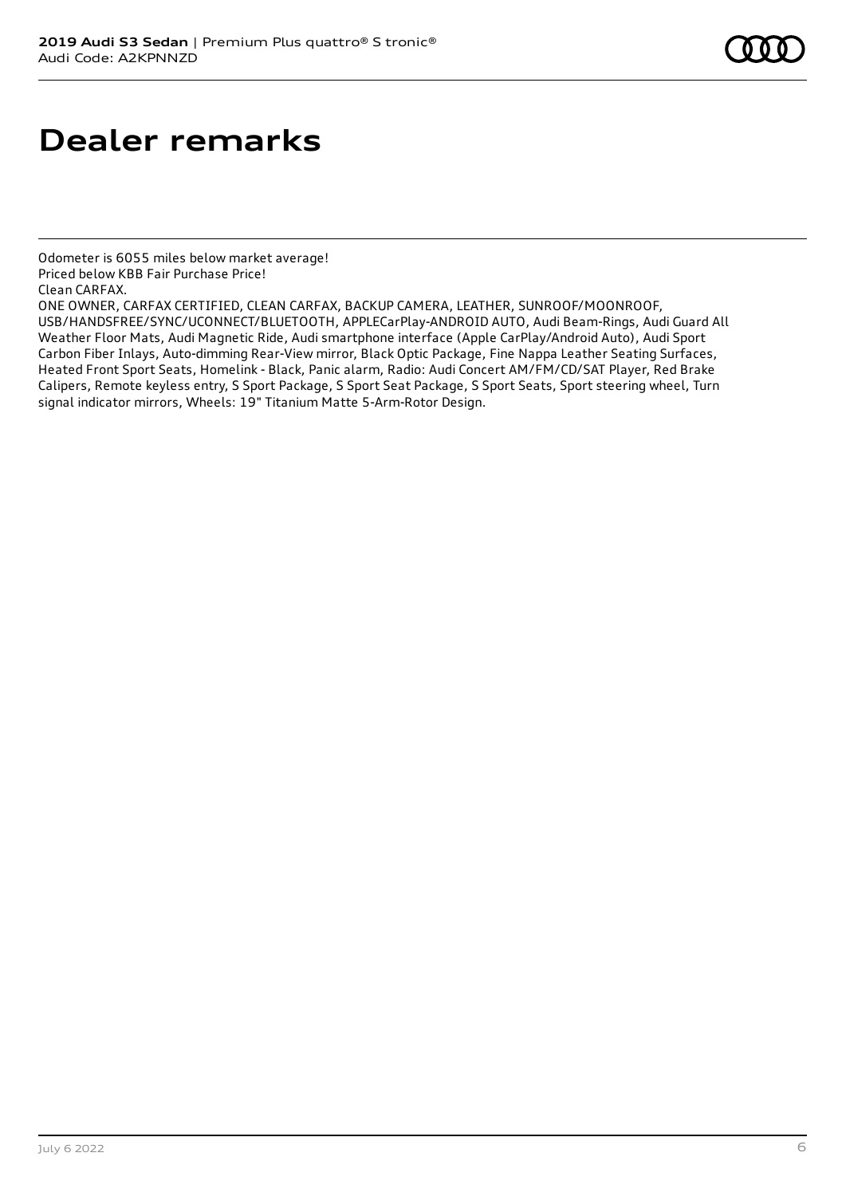# Dealer remarks

Odometer is 6055 miles below market average!
Priced below KBB Fair Purchase Price!
Clean CARFAX.
ONE OWNER, CARFAX CERTIFIED, CLEAN CARFAX, BACKUP CAMERA, LEATHER, SUNROOF/MOONROOF, USB/HANDSFREE/SYNC/UCONNECT/BLUETOOTH, APPLECarPlay-ANDROID AUTO, Audi Beam-Rings, Audi Guard All Weather Floor Mats, Audi Magnetic Ride, Audi smartphone interface (Apple CarPlay/Android Auto), Audi Sport Carbon Fiber Inlays, Auto-dimming Rear-View mirror, Black Optic Package, Fine Nappa Leather Seating Surfaces, Heated Front Sport Seats, Homelink - Black, Panic alarm, Radio: Audi Concert AM/FM/CD/SAT Player, Red Brake Calipers, Remote keyless entry, S Sport Package, S Sport Seat Package, S Sport Seats, Sport steering wheel, Turn signal indicator mirrors, Wheels: 19" Titanium Matte 5-Arm-Rotor Design.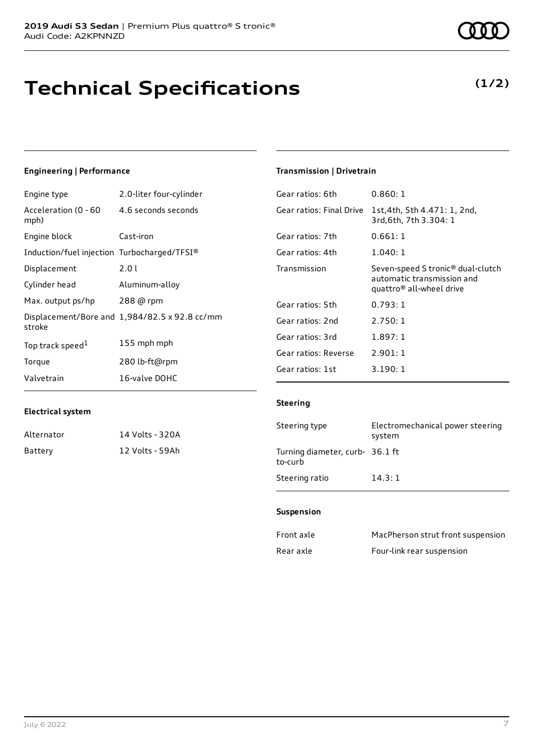# Technical Specifications

**(1/2)**

### Engineering | Performance

| | |
|---|---|
| Engine type | 2.0-liter four-cylinder |
| Acceleration (0 - 60 mph) | 4.6 seconds seconds |
| Engine block | Cast-iron |
| Induction/fuel injection | Turbocharged/TFSI® |
| Displacement | 2.0 l |
| Cylinder head | Aluminum-alloy |
| Max. output ps/hp | 288 @ rpm |
| Displacement/Bore and stroke | 1,984/82.5 x 92.8 cc/mm |
| Top track speed[1] | 155 mph mph |
| Torque | 280 lb-ft@rpm |
| Valvetrain | 16-valve DOHC |

### Electrical system

| | |
|---|---|
| Alternator | 14 Volts - 320A |
| Battery | 12 Volts - 59Ah |

### Transmission | Drivetrain

| | |
|---|---|
| Gear ratios: 6th | 0.860: 1 |
| Gear ratios: Final Drive | 1st,4th, 5th 4.471: 1, 2nd, 3rd,6th, 7th 3.304: 1 |
| Gear ratios: 7th | 0.661: 1 |
| Gear ratios: 4th | 1.040: 1 |
| Transmission | Seven-speed S tronic® dual-clutch automatic transmission and quattro® all-wheel drive |
| Gear ratios: 5th | 0.793: 1 |
| Gear ratios: 2nd | 2.750: 1 |
| Gear ratios: 3rd | 1.897: 1 |
| Gear ratios: Reverse | 2.901: 1 |
| Gear ratios: 1st | 3.190: 1 |

### Steering

| | |
|---|---|
| Steering type | Electromechanical power steering system |
| Turning diameter, curb-to-curb | 36.1 ft |
| Steering ratio | 14.3: 1 |

### Suspension

| | |
|---|---|
| Front axle | MacPherson strut front suspension |
| Rear axle | Four-link rear suspension |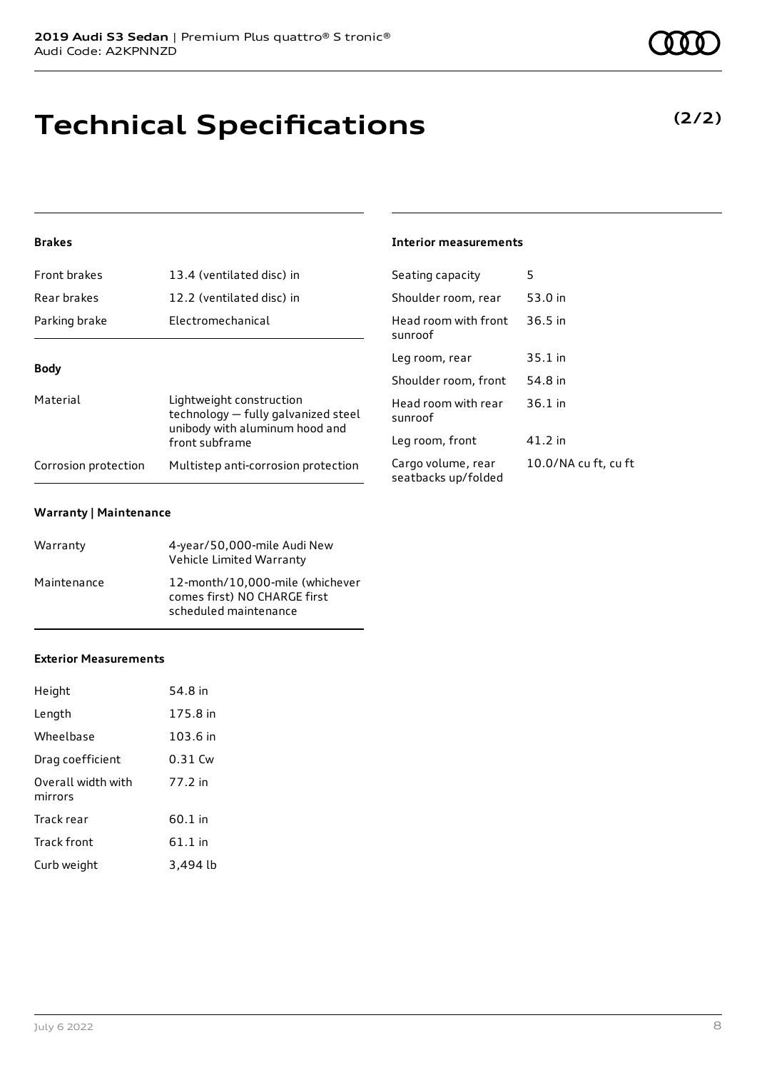# Technical Specifications

**(2/2)**

### Brakes

| | |
|---|---|
| Front brakes | 13.4 (ventilated disc) in |
| Rear brakes | 12.2 (ventilated disc) in |
| Parking brake | Electromechanical |

### Body

| | |
|---|---|
| Material | Lightweight construction technology — fully galvanized steel unibody with aluminum hood and front subframe |
| Corrosion protection | Multistep anti-corrosion protection |

### Warranty | Maintenance

| | |
|---|---|
| Warranty | 4-year/50,000-mile Audi New Vehicle Limited Warranty |
| Maintenance | 12-month/10,000-mile (whichever comes first) NO CHARGE first scheduled maintenance |

### Exterior Measurements

| | |
|---|---|
| Height | 54.8 in |
| Length | 175.8 in |
| Wheelbase | 103.6 in |
| Drag coefficient | 0.31 Cw |
| Overall width with mirrors | 77.2 in |
| Track rear | 60.1 in |
| Track front | 61.1 in |
| Curb weight | 3,494 lb |

### Interior measurements

| | |
|---|---|
| Seating capacity | 5 |
| Shoulder room, rear | 53.0 in |
| Head room with front sunroof | 36.5 in |
| Leg room, rear | 35.1 in |
| Shoulder room, front | 54.8 in |
| Head room with rear sunroof | 36.1 in |
| Leg room, front | 41.2 in |
| Cargo volume, rear seatbacks up/folded | 10.0/NA cu ft, cu ft |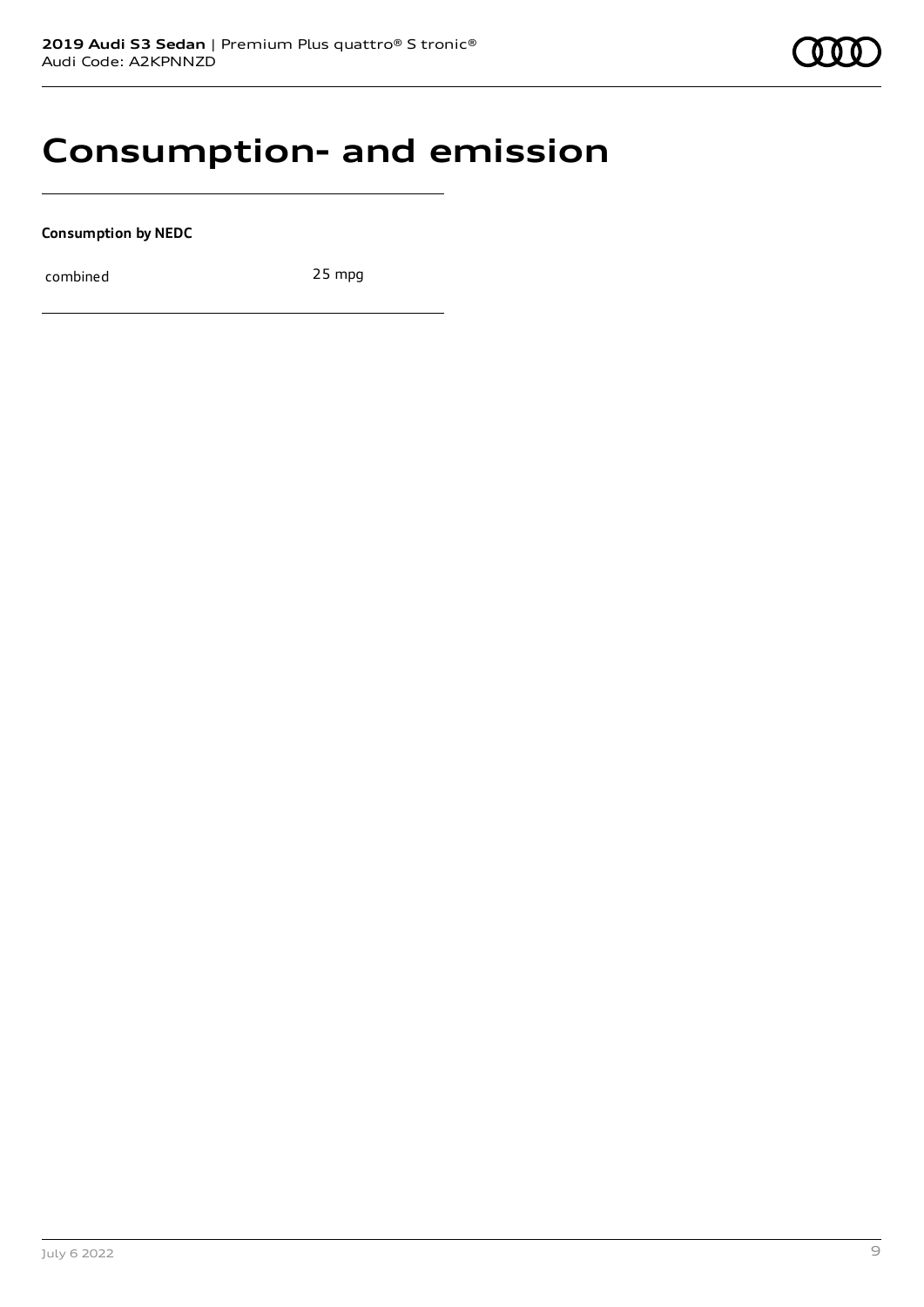# Consumption- and emission

**Consumption by NEDC**

| combined | 25 mpg |
| --- | --- |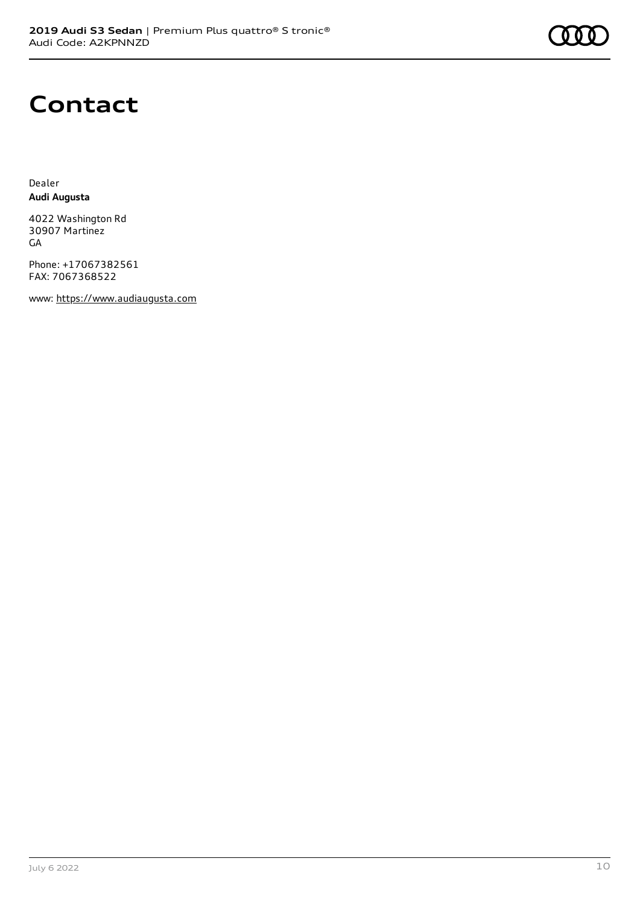# Contact

Dealer
**Audi Augusta**

4022 Washington Rd
30907 Martinez
GA

Phone: +17067382561
FAX: 7067368522

www: https://www.audiaugusta.com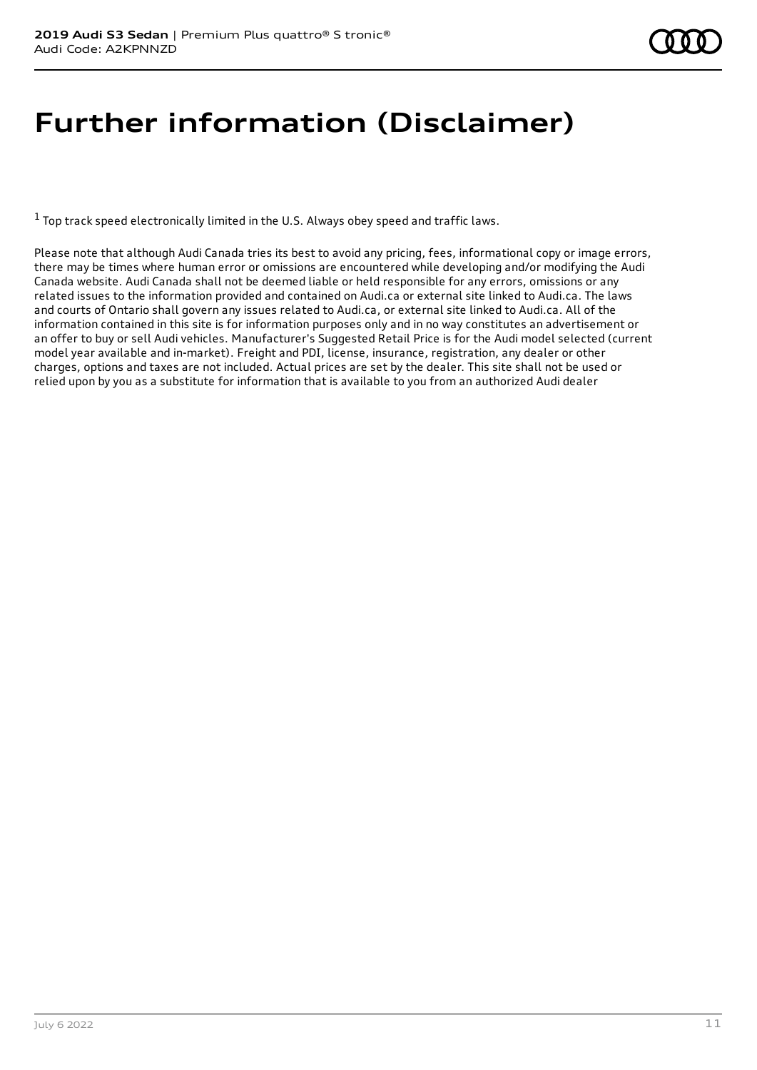# Further information (Disclaimer)

[1] Top track speed electronically limited in the U.S. Always obey speed and traffic laws.

Please note that although Audi Canada tries its best to avoid any pricing, fees, informational copy or image errors, there may be times where human error or omissions are encountered while developing and/or modifying the Audi Canada website. Audi Canada shall not be deemed liable or held responsible for any errors, omissions or any related issues to the information provided and contained on Audi.ca or external site linked to Audi.ca. The laws and courts of Ontario shall govern any issues related to Audi.ca, or external site linked to Audi.ca. All of the information contained in this site is for information purposes only and in no way constitutes an advertisement or an offer to buy or sell Audi vehicles. Manufacturer's Suggested Retail Price is for the Audi model selected (current model year available and in-market). Freight and PDI, license, insurance, registration, any dealer or other charges, options and taxes are not included. Actual prices are set by the dealer. This site shall not be used or relied upon by you as a substitute for information that is available to you from an authorized Audi dealer